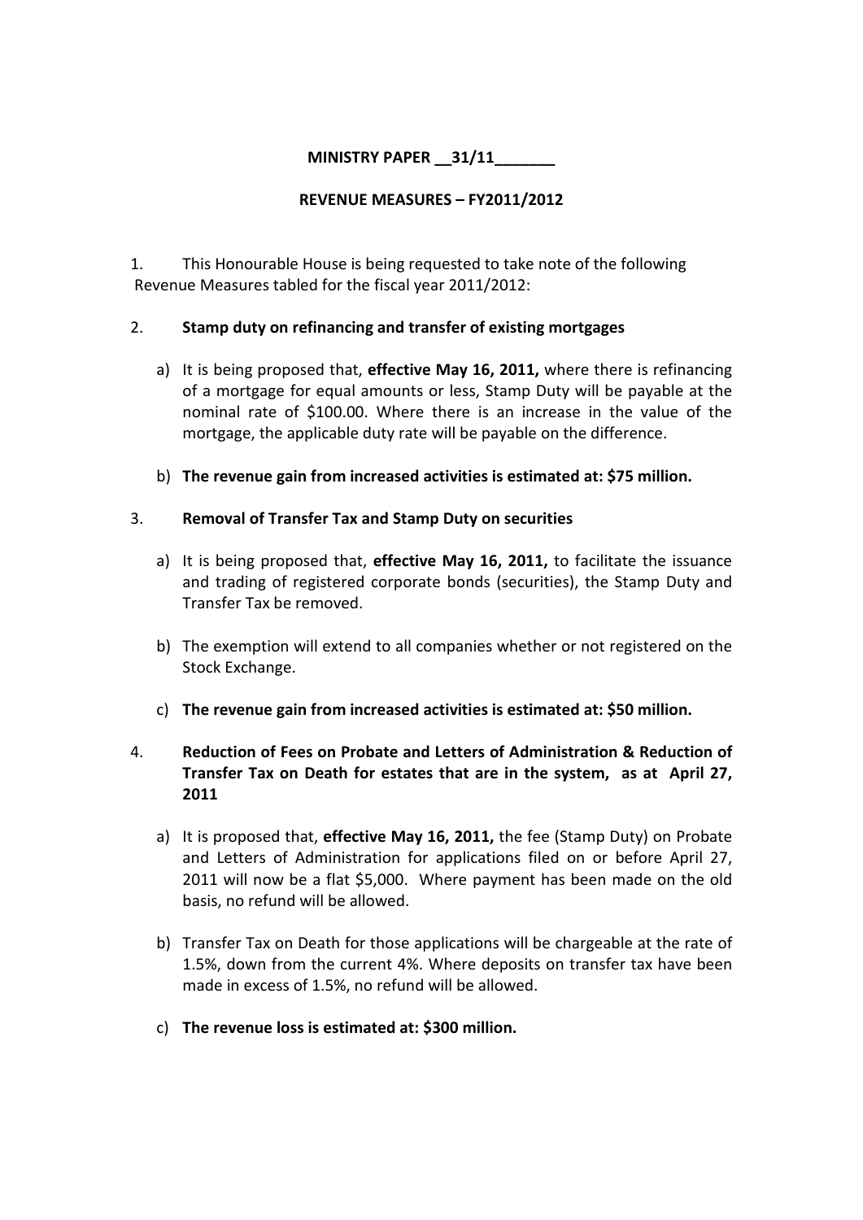**MINISTRY PAPER __31/11_______**

**REVENUE MEASURES – FY2011/2012**

1. This Honourable House is being requested to take note of the following Revenue Measures tabled for the fiscal year 2011/2012:

2. **Stamp duty on refinancing and transfer of existing mortgages**

   a) It is being proposed that, **effective May 16, 2011,** where there is refinancing of a mortgage for equal amounts or less, Stamp Duty will be payable at the nominal rate of $100.00. Where there is an increase in the value of the mortgage, the applicable duty rate will be payable on the difference.

   b) **The revenue gain from increased activities is estimated at: $75 million.**

3. **Removal of Transfer Tax and Stamp Duty on securities**

   a) It is being proposed that, **effective May 16, 2011,** to facilitate the issuance and trading of registered corporate bonds (securities), the Stamp Duty and Transfer Tax be removed.

   b) The exemption will extend to all companies whether or not registered on the Stock Exchange.

   c) **The revenue gain from increased activities is estimated at: $50 million.**

4. **Reduction of Fees on Probate and Letters of Administration & Reduction of Transfer Tax on Death for estates that are in the system, as at April 27, 2011**

   a) It is proposed that, **effective May 16, 2011,** the fee (Stamp Duty) on Probate and Letters of Administration for applications filed on or before April 27, 2011 will now be a flat $5,000. Where payment has been made on the old basis, no refund will be allowed.

   b) Transfer Tax on Death for those applications will be chargeable at the rate of 1.5%, down from the current 4%. Where deposits on transfer tax have been made in excess of 1.5%, no refund will be allowed.

   c) **The revenue loss is estimated at: $300 million.**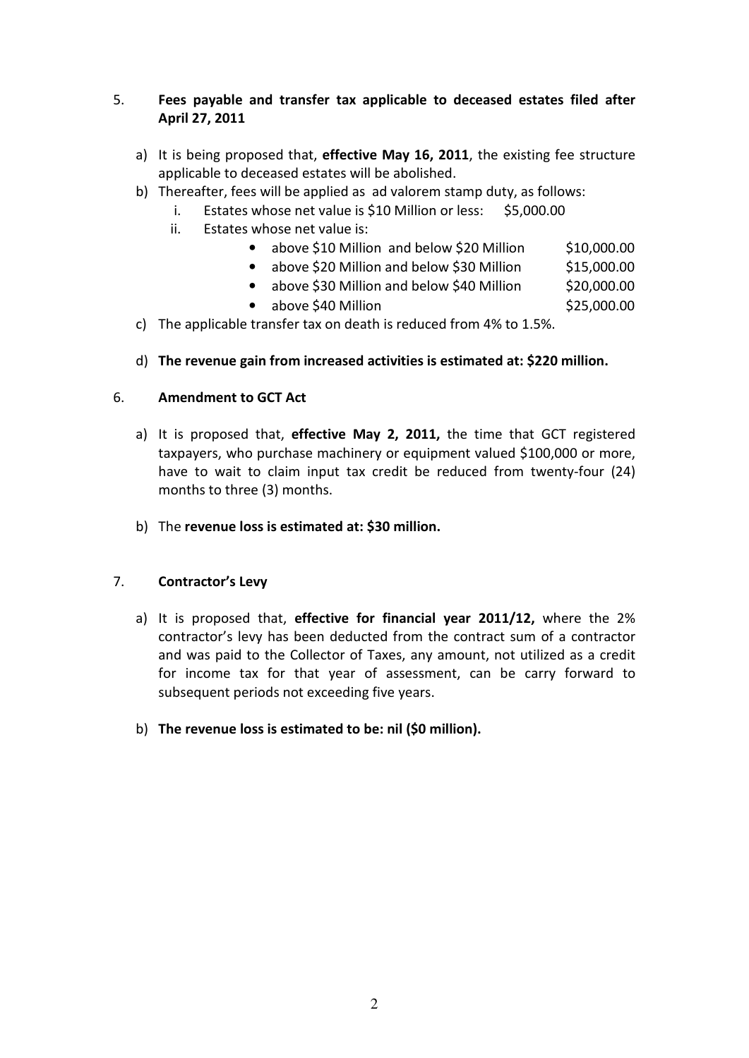5. **Fees payable and transfer tax applicable to deceased estates filed after April 27, 2011**

   a) It is being proposed that, **effective May 16, 2011**, the existing fee structure applicable to deceased estates will be abolished.

   b) Thereafter, fees will be applied as ad valorem stamp duty, as follows:

      i. Estates whose net value is $10 Million or less: $5,000.00

      ii. Estates whose net value is:

         - above $10 Million and below $20 Million $10,000.00
         - above $20 Million and below $30 Million $15,000.00
         - above $30 Million and below $40 Million $20,000.00
         - above $40 Million $25,000.00

   c) The applicable transfer tax on death is reduced from 4% to 1.5%.

   d) **The revenue gain from increased activities is estimated at: $220 million.**

6. **Amendment to GCT Act**

   a) It is proposed that, **effective May 2, 2011,** the time that GCT registered taxpayers, who purchase machinery or equipment valued $100,000 or more, have to wait to claim input tax credit be reduced from twenty-four (24) months to three (3) months.

   b) The **revenue loss is estimated at: $30 million.**

7. **Contractor's Levy**

   a) It is proposed that, **effective for financial year 2011/12,** where the 2% contractor's levy has been deducted from the contract sum of a contractor and was paid to the Collector of Taxes, any amount, not utilized as a credit for income tax for that year of assessment, can be carry forward to subsequent periods not exceeding five years.

   b) **The revenue loss is estimated to be: nil ($0 million).**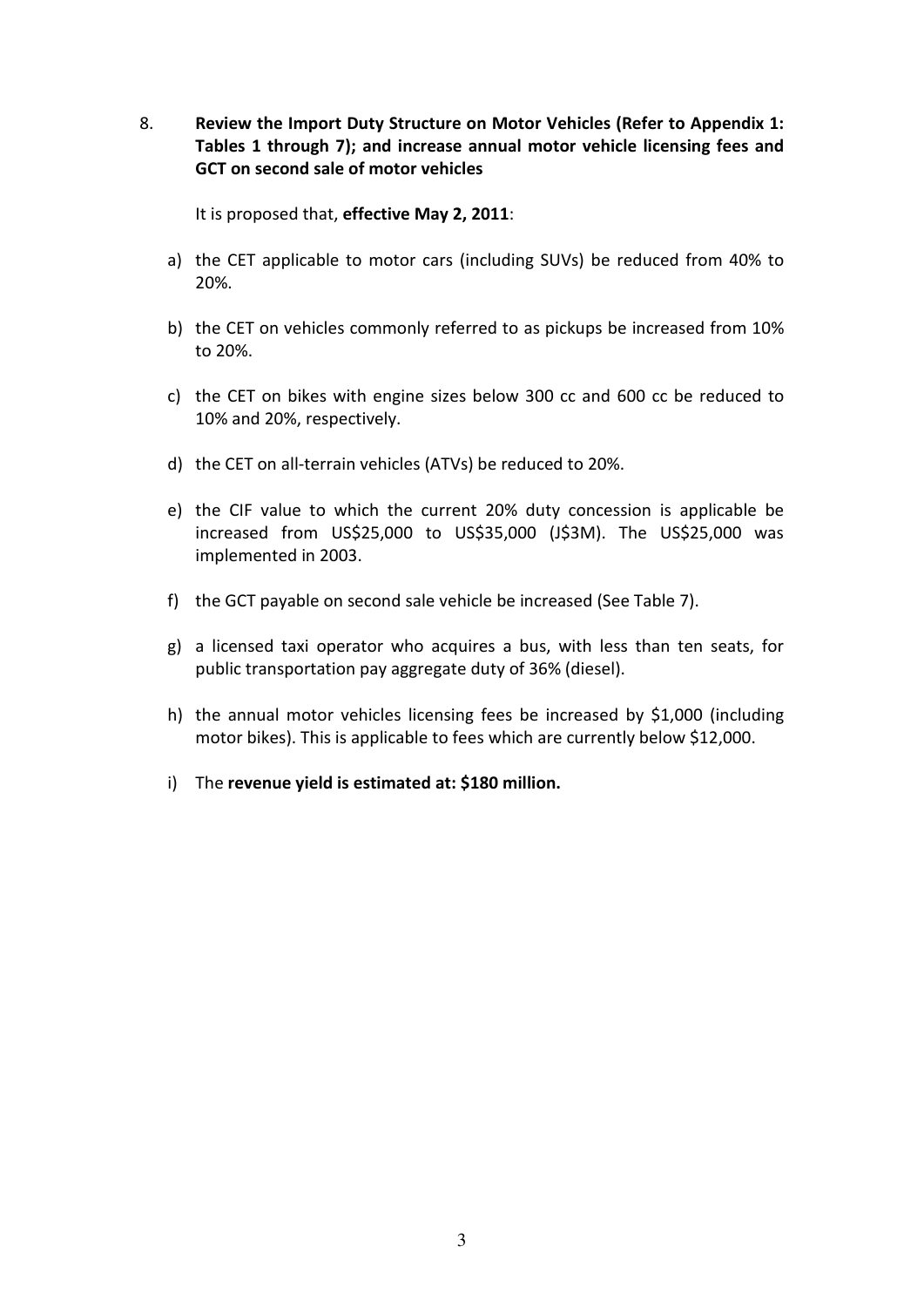8. **Review the Import Duty Structure on Motor Vehicles (Refer to Appendix 1: Tables 1 through 7); and increase annual motor vehicle licensing fees and GCT on second sale of motor vehicles**

   It is proposed that, **effective May 2, 2011**:

   a) the CET applicable to motor cars (including SUVs) be reduced from 40% to 20%.

   b) the CET on vehicles commonly referred to as pickups be increased from 10% to 20%.

   c) the CET on bikes with engine sizes below 300 cc and 600 cc be reduced to 10% and 20%, respectively.

   d) the CET on all-terrain vehicles (ATVs) be reduced to 20%.

   e) the CIF value to which the current 20% duty concession is applicable be increased from US$25,000 to US$35,000 (J$3M). The US$25,000 was implemented in 2003.

   f) the GCT payable on second sale vehicle be increased (See Table 7).

   g) a licensed taxi operator who acquires a bus, with less than ten seats, for public transportation pay aggregate duty of 36% (diesel).

   h) the annual motor vehicles licensing fees be increased by $1,000 (including motor bikes). This is applicable to fees which are currently below $12,000.

   i) The **revenue yield is estimated at: $180 million.**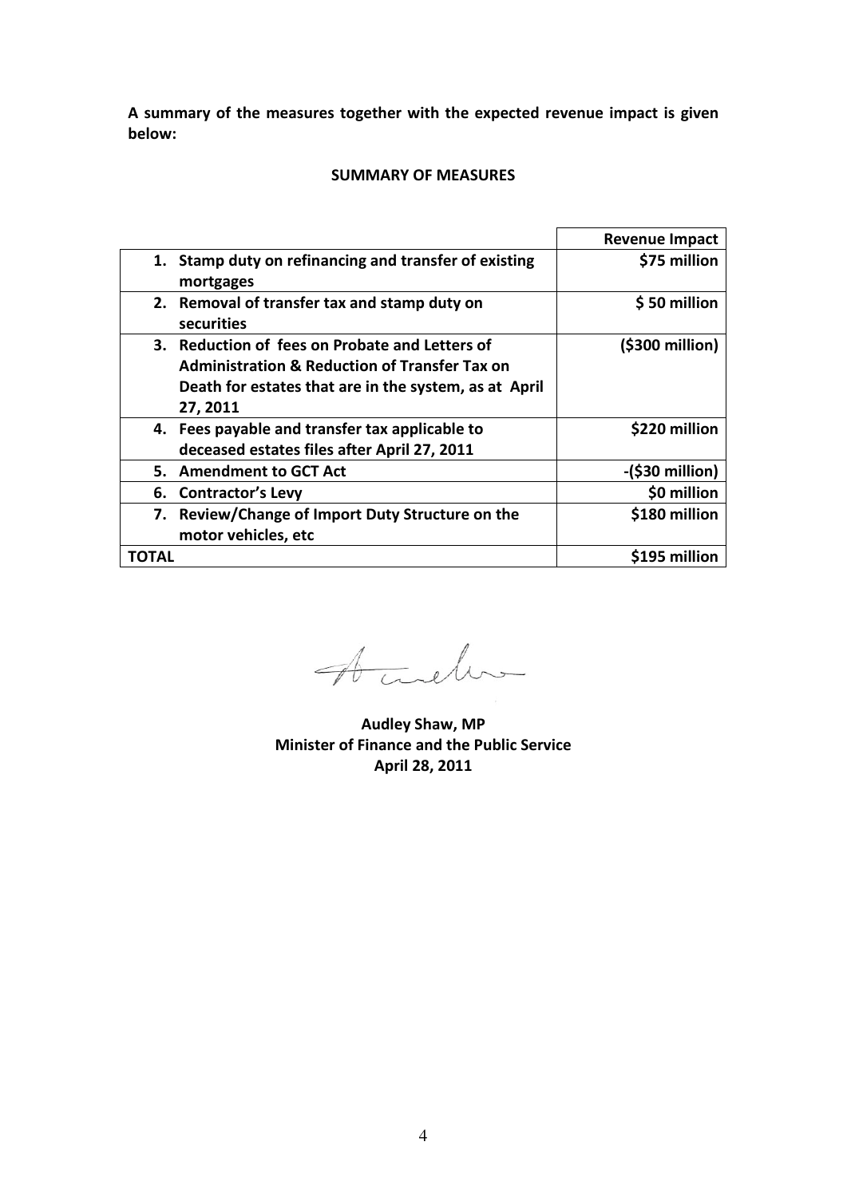**A summary of the measures together with the expected revenue impact is given below:**

**SUMMARY OF MEASURES**

| | Revenue Impact |
|---|---|
| 1. Stamp duty on refinancing and transfer of existing mortgages | $75 million |
| 2. Removal of transfer tax and stamp duty on securities | $ 50 million |
| 3. Reduction of fees on Probate and Letters of Administration & Reduction of Transfer Tax on Death for estates that are in the system, as at April 27, 2011 | ($300 million) |
| 4. Fees payable and transfer tax applicable to deceased estates files after April 27, 2011 | $220 million |
| 5. Amendment to GCT Act | -($30 million) |
| 6. Contractor's Levy | $0 million |
| 7. Review/Change of Import Duty Structure on the motor vehicles, etc | $180 million |
| **TOTAL** | **$195 million** |

**Audley Shaw, MP**
**Minister of Finance and the Public Service**
**April 28, 2011**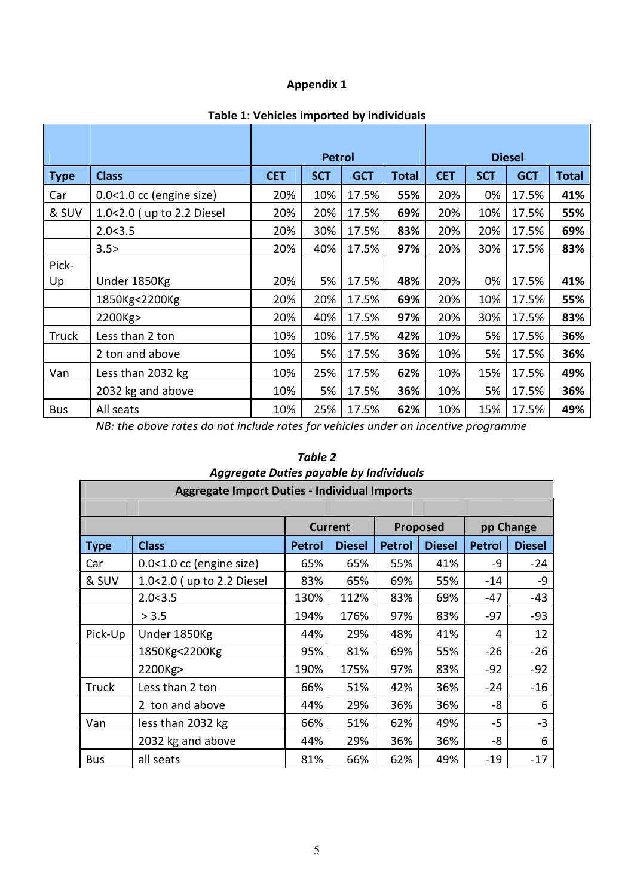# Appendix 1

**Table 1: Vehicles imported by individuals**

| Type | Class | Petrol | | | | Diesel | | | |
|---|---|---|---|---|---|---|---|---|---|
| | | CET | SCT | GCT | Total | CET | SCT | GCT | Total |
| Car | 0.0<1.0 cc (engine size) | 20% | 10% | 17.5% | **55%** | 20% | 0% | 17.5% | **41%** |
| & SUV | 1.0<2.0 ( up to 2.2 Diesel | 20% | 20% | 17.5% | **69%** | 20% | 10% | 17.5% | **55%** |
| | 2.0<3.5 | 20% | 30% | 17.5% | **83%** | 20% | 20% | 17.5% | **69%** |
| | 3.5> | 20% | 40% | 17.5% | **97%** | 20% | 30% | 17.5% | **83%** |
| Pick-Up | Under 1850Kg | 20% | 5% | 17.5% | **48%** | 20% | 0% | 17.5% | **41%** |
| | 1850Kg<2200Kg | 20% | 20% | 17.5% | **69%** | 20% | 10% | 17.5% | **55%** |
| | 2200Kg> | 20% | 40% | 17.5% | **97%** | 20% | 30% | 17.5% | **83%** |
| Truck | Less than 2 ton | 10% | 10% | 17.5% | **42%** | 10% | 5% | 17.5% | **36%** |
| | 2 ton and above | 10% | 5% | 17.5% | **36%** | 10% | 5% | 17.5% | **36%** |
| Van | Less than 2032 kg | 10% | 25% | 17.5% | **62%** | 10% | 15% | 17.5% | **49%** |
| | 2032 kg and above | 10% | 5% | 17.5% | **36%** | 10% | 5% | 17.5% | **36%** |
| Bus | All seats | 10% | 25% | 17.5% | **62%** | 10% | 15% | 17.5% | **49%** |

*NB: the above rates do not include rates for vehicles under an incentive programme*

***Table 2***
***Aggregate Duties payable by Individuals***

| Aggregate Import Duties - Individual Imports | | | | | | | |
|---|---|---|---|---|---|---|---|
| | | Current | | Proposed | | pp Change | |
| **Type** | **Class** | **Petrol** | **Diesel** | **Petrol** | **Diesel** | **Petrol** | **Diesel** |
| Car | 0.0<1.0 cc (engine size) | 65% | 65% | 55% | 41% | -9 | -24 |
| & SUV | 1.0<2.0 ( up to 2.2 Diesel | 83% | 65% | 69% | 55% | -14 | -9 |
| | 2.0<3.5 | 130% | 112% | 83% | 69% | -47 | -43 |
| | > 3.5 | 194% | 176% | 97% | 83% | -97 | -93 |
| Pick-Up | Under 1850Kg | 44% | 29% | 48% | 41% | 4 | 12 |
| | 1850Kg<2200Kg | 95% | 81% | 69% | 55% | -26 | -26 |
| | 2200Kg> | 190% | 175% | 97% | 83% | -92 | -92 |
| Truck | Less than 2 ton | 66% | 51% | 42% | 36% | -24 | -16 |
| | 2 ton and above | 44% | 29% | 36% | 36% | -8 | 6 |
| Van | less than 2032 kg | 66% | 51% | 62% | 49% | -5 | -3 |
| | 2032 kg and above | 44% | 29% | 36% | 36% | -8 | 6 |
| Bus | all seats | 81% | 66% | 62% | 49% | -19 | -17 |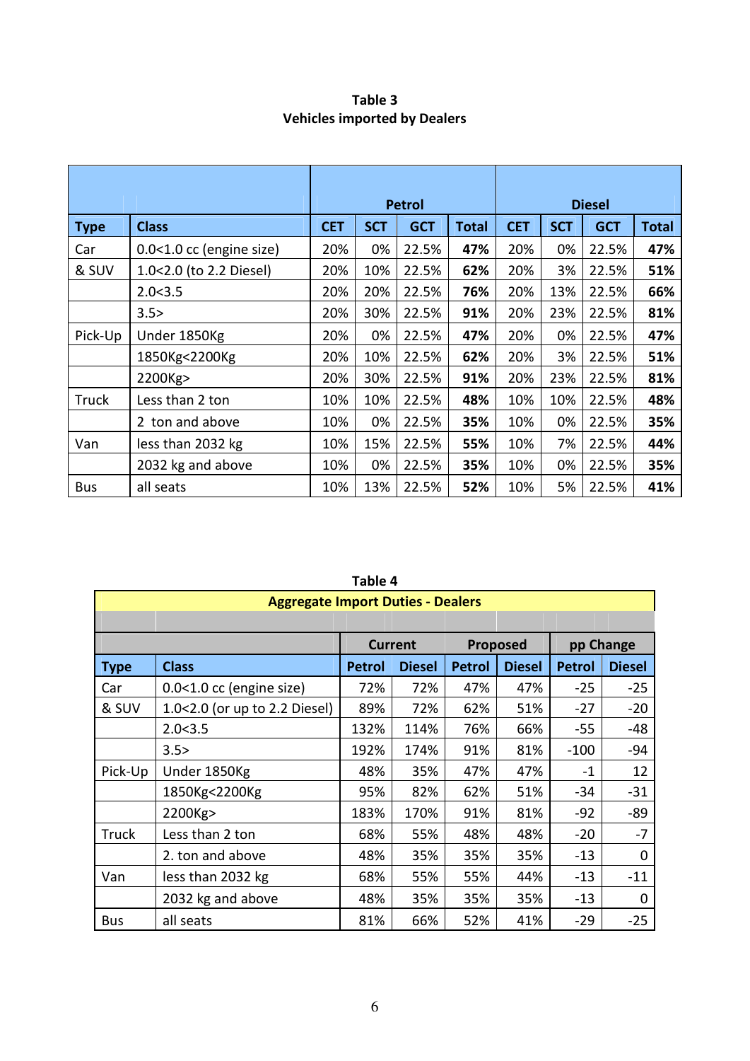**Table 3**
**Vehicles imported by Dealers**

| | | Petrol | | | | Diesel | | | |
|---|---|---|---|---|---|---|---|---|---|
| **Type** | **Class** | **CET** | **SCT** | **GCT** | **Total** | **CET** | **SCT** | **GCT** | **Total** |
| Car | 0.0<1.0 cc (engine size) | 20% | 0% | 22.5% | **47%** | 20% | 0% | 22.5% | **47%** |
| & SUV | 1.0<2.0 (to 2.2 Diesel) | 20% | 10% | 22.5% | **62%** | 20% | 3% | 22.5% | **51%** |
| | 2.0<3.5 | 20% | 20% | 22.5% | **76%** | 20% | 13% | 22.5% | **66%** |
| | 3.5> | 20% | 30% | 22.5% | **91%** | 20% | 23% | 22.5% | **81%** |
| Pick-Up | Under 1850Kg | 20% | 0% | 22.5% | **47%** | 20% | 0% | 22.5% | **47%** |
| | 1850Kg<2200Kg | 20% | 10% | 22.5% | **62%** | 20% | 3% | 22.5% | **51%** |
| | 2200Kg> | 20% | 30% | 22.5% | **91%** | 20% | 23% | 22.5% | **81%** |
| Truck | Less than 2 ton | 10% | 10% | 22.5% | **48%** | 10% | 10% | 22.5% | **48%** |
| | 2 ton and above | 10% | 0% | 22.5% | **35%** | 10% | 0% | 22.5% | **35%** |
| Van | less than 2032 kg | 10% | 15% | 22.5% | **55%** | 10% | 7% | 22.5% | **44%** |
| | 2032 kg and above | 10% | 0% | 22.5% | **35%** | 10% | 0% | 22.5% | **35%** |
| Bus | all seats | 10% | 13% | 22.5% | **52%** | 10% | 5% | 22.5% | **41%** |

**Table 4**

**Aggregate Import Duties - Dealers**

| | | Current | | Proposed | | pp Change | |
|---|---|---|---|---|---|---|---|
| **Type** | **Class** | **Petrol** | **Diesel** | **Petrol** | **Diesel** | **Petrol** | **Diesel** |
| Car | 0.0<1.0 cc (engine size) | 72% | 72% | 47% | 47% | -25 | -25 |
| & SUV | 1.0<2.0 (or up to 2.2 Diesel) | 89% | 72% | 62% | 51% | -27 | -20 |
| | 2.0<3.5 | 132% | 114% | 76% | 66% | -55 | -48 |
| | 3.5> | 192% | 174% | 91% | 81% | -100 | -94 |
| Pick-Up | Under 1850Kg | 48% | 35% | 47% | 47% | -1 | 12 |
| | 1850Kg<2200Kg | 95% | 82% | 62% | 51% | -34 | -31 |
| | 2200Kg> | 183% | 170% | 91% | 81% | -92 | -89 |
| Truck | Less than 2 ton | 68% | 55% | 48% | 48% | -20 | -7 |
| | 2. ton and above | 48% | 35% | 35% | 35% | -13 | 0 |
| Van | less than 2032 kg | 68% | 55% | 55% | 44% | -13 | -11 |
| | 2032 kg and above | 48% | 35% | 35% | 35% | -13 | 0 |
| Bus | all seats | 81% | 66% | 52% | 41% | -29 | -25 |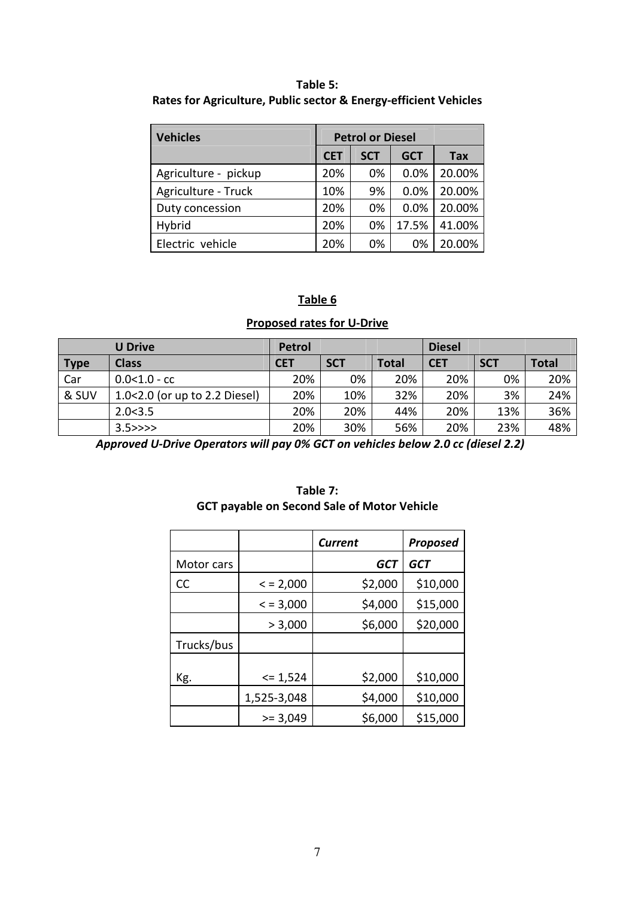**Table 5:**
**Rates for Agriculture, Public sector & Energy-efficient Vehicles**

| Vehicles | Petrol or Diesel | | | |
|---|---|---|---|---|
| | CET | SCT | GCT | Tax |
| Agriculture - pickup | 20% | 0% | 0.0% | 20.00% |
| Agriculture - Truck | 10% | 9% | 0.0% | 20.00% |
| Duty concession | 20% | 0% | 0.0% | 20.00% |
| Hybrid | 20% | 0% | 17.5% | 41.00% |
| Electric vehicle | 20% | 0% | 0% | 20.00% |

**Table 6**

**Proposed rates for U-Drive**

| U Drive | | Petrol | | | Diesel | | |
|---|---|---|---|---|---|---|---|
| Type | Class | CET | SCT | Total | CET | SCT | Total |
| Car | 0.0<1.0 - cc | 20% | 0% | 20% | 20% | 0% | 20% |
| & SUV | 1.0<2.0 (or up to 2.2 Diesel) | 20% | 10% | 32% | 20% | 3% | 24% |
| | 2.0<3.5 | 20% | 20% | 44% | 20% | 13% | 36% |
| | 3.5>>>> | 20% | 30% | 56% | 20% | 23% | 48% |

***Approved U-Drive Operators will pay 0% GCT on vehicles below 2.0 cc (diesel 2.2)***

**Table 7:**
**GCT payable on Second Sale of Motor Vehicle**

| | | *Current* | *Proposed* |
|---|---|---|---|
| Motor cars | | *GCT* | *GCT* |
| CC | < = 2,000 | $2,000 | $10,000 |
| | < = 3,000 | $4,000 | $15,000 |
| | > 3,000 | $6,000 | $20,000 |
| Trucks/bus | | | |
| Kg. | <= 1,524 | $2,000 | $10,000 |
| | 1,525-3,048 | $4,000 | $10,000 |
| | >= 3,049 | $6,000 | $15,000 |